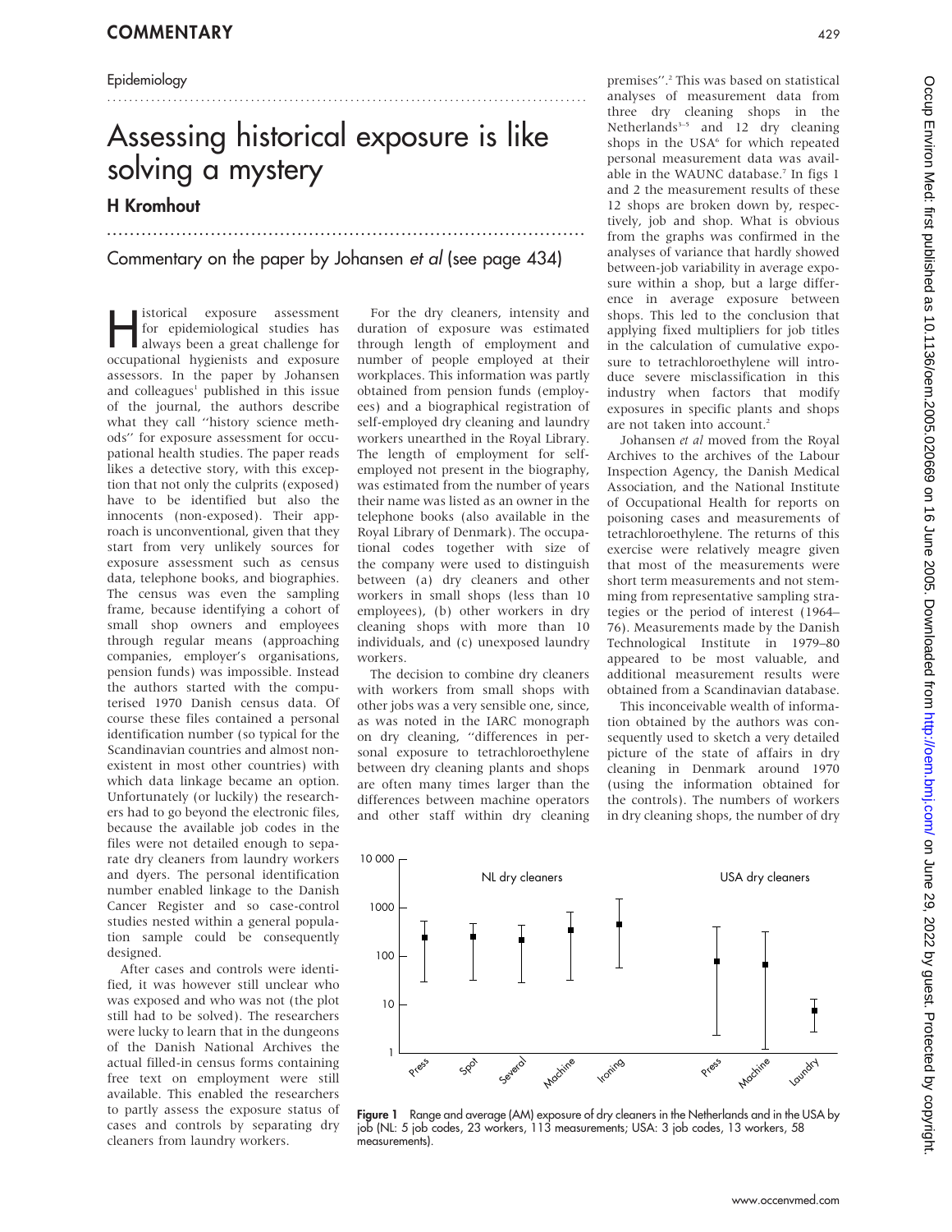Epidemiology

# Assessing historical exposure is like solving a mystery

## H Kromhout

Commentary on the paper by Johansen *et al* (see page 434)

Historical exposure assessment for epidemiological studies has always been a great challenge for occupational hygienists and exposure assessors. In the paper by Johansen and colleagues[1] published in this issue of the journal, the authors describe what they call "history science methods" for exposure assessment for occupational health studies. The paper reads likes a detective story, with this exception that not only the culprits (exposed) have to be identified but also the innocents (non-exposed). Their approach is unconventional, given that they start from very unlikely sources for exposure assessment such as census data, telephone books, and biographies. The census was even the sampling frame, because identifying a cohort of small shop owners and employees through regular means (approaching companies, employer's organisations, pension funds) was impossible. Instead the authors started with the computerised 1970 Danish census data. Of course these files contained a personal identification number (so typical for the Scandinavian countries and almost non-existent in most other countries) with which data linkage became an option. Unfortunately (or luckily) the researchers had to go beyond the electronic files, because the available job codes in the files were not detailed enough to separate dry cleaners from laundry workers and dyers. The personal identification number enabled linkage to the Danish Cancer Register and so case-control studies nested within a general population sample could be consequently designed.

After cases and controls were identified, it was however still unclear who was exposed and who was not (the plot still had to be solved). The researchers were lucky to learn that in the dungeons of the Danish National Archives the actual filled-in census forms containing free text on employment were still available. This enabled the researchers to partly assess the exposure status of cases and controls by separating dry cleaners from laundry workers.

For the dry cleaners, intensity and duration of exposure was estimated through length of employment and number of people employed at their workplaces. This information was partly obtained from pension funds (employees) and a biographical registration of self-employed dry cleaning and laundry workers unearthed in the Royal Library. The length of employment for self-employed not present in the biography, was estimated from the number of years their name was listed as an owner in the telephone books (also available in the Royal Library of Denmark). The occupational codes together with size of the company were used to distinguish between (a) dry cleaners and other workers in small shops (less than 10 employees), (b) other workers in dry cleaning shops with more than 10 individuals, and (c) unexposed laundry workers.

The decision to combine dry cleaners with workers from small shops with other jobs was a very sensible one, since, as was noted in the IARC monograph on dry cleaning, "differences in personal exposure to tetrachloroethylene between dry cleaning plants and shops are often many times larger than the differences between machine operators and other staff within dry cleaning premises".[2] This was based on statistical analyses of measurement data from three dry cleaning shops in the Netherlands[3–5] and 12 dry cleaning shops in the USA[6] for which repeated personal measurement data was available in the WAUNC database.[7] In figs 1 and 2 the measurement results of these 12 shops are broken down by, respectively, job and shop. What is obvious from the graphs was confirmed in the analyses of variance that hardly showed between-job variability in average exposure within a shop, but a large difference in average exposure between shops. This led to the conclusion that applying fixed multipliers for job titles in the calculation of cumulative exposure to tetrachloroethylene will introduce severe misclassification in this industry when factors that modify exposures in specific plants and shops are not taken into account.[2]

Johansen *et al* moved from the Royal Archives to the archives of the Labour Inspection Agency, the Danish Medical Association, and the National Institute of Occupational Health for reports on poisoning cases and measurements of tetrachloroethylene. The returns of this exercise were relatively meagre given that most of the measurements were short term measurements and not stemming from representative sampling strategies or the period of interest (1964–1976). Measurements made by the Danish Technological Institute in 1979–80 appeared to be most valuable, and additional measurement results were obtained from a Scandinavian database.

This inconceivable wealth of information obtained by the authors was consequently used to sketch a very detailed picture of the state of affairs in dry cleaning in Denmark around 1970 (using the information obtained for the controls). The numbers of workers in dry cleaning shops, the number of dry

**Figure 1** Range and average (AM) exposure of dry cleaners in the Netherlands and in the USA by job (NL: 5 job codes, 23 workers, 113 measurements; USA: 3 job codes, 13 workers, 58 measurements).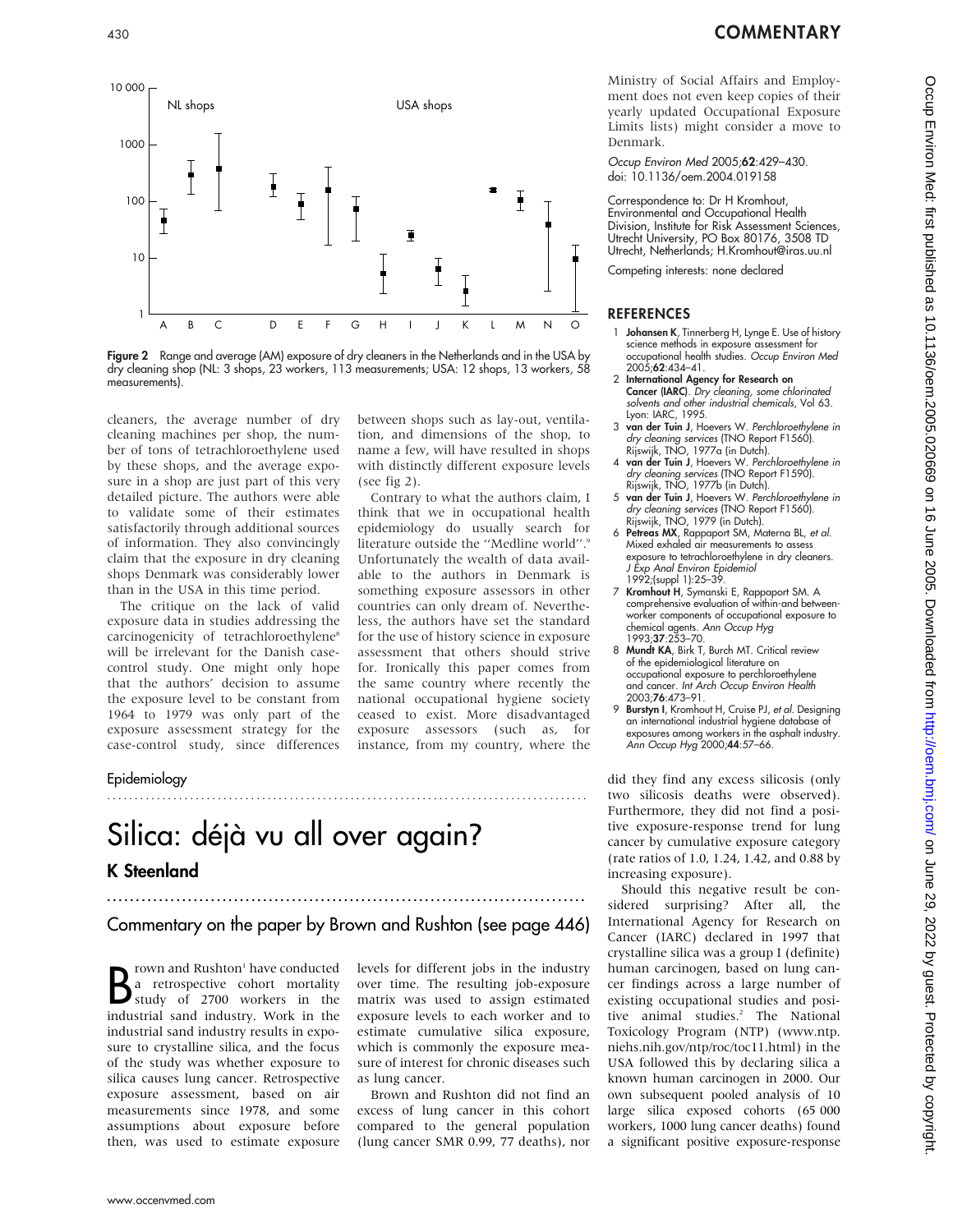Figure 2 Range and average (AM) exposure of dry cleaners in the Netherlands and in the USA by dry cleaning shop (NL: 3 shops, 23 workers, 113 measurements; USA: 12 shops, 13 workers, 58 measurements).

cleaners, the average number of dry cleaning machines per shop, the number of tons of tetrachloroethylene used by these shops, and the average exposure in a shop are just part of this very detailed picture. The authors were able to validate some of their estimates satisfactorily through additional sources of information. They also convincingly claim that the exposure in dry cleaning shops Denmark was considerably lower than in the USA in this time period.

The critique on the lack of valid exposure data in studies addressing the carcinogenicity of tetrachloroethylene[8] will be irrelevant for the Danish case-control study. One might only hope that the authors' decision to assume the exposure level to be constant from 1964 to 1979 was only part of the exposure assessment strategy for the case-control study, since differences between shops such as lay-out, ventilation, and dimensions of the shop, to name a few, will have resulted in shops with distinctly different exposure levels (see fig 2).

Contrary to what the authors claim, I think that we in occupational health epidemiology do usually search for literature outside the "Medline world".[9] Unfortunately the wealth of data available to the authors in Denmark is something exposure assessors in other countries can only dream of. Nevertheless, the authors have set the standard for the use of history science in exposure assessment that others should strive for. Ironically this paper comes from the same country where recently the national occupational hygiene society ceased to exist. More disadvantaged exposure assessors (such as, for instance, from my country, where the Ministry of Social Affairs and Employment does not even keep copies of their yearly updated Occupational Exposure Limits lists) might consider a move to Denmark.

*Occup Environ Med* 2005;**62**:429–430.
doi: 10.1136/oem.2004.019158

Correspondence to: Dr H Kromhout, Environmental and Occupational Health Division, Institute for Risk Assessment Sciences, Utrecht University, PO Box 80176, 3508 TD Utrecht, Netherlands; H.Kromhout@iras.uu.nl

Competing interests: none declared

## REFERENCES

1. **Johansen K**, Tinnerberg H, Lynge E. Use of history science methods in exposure assessment for occupational health studies. *Occup Environ Med* 2005;**62**:434–41.
2. **International Agency for Research on Cancer (IARC)**. *Dry cleaning, some chlorinated solvents and other industrial chemicals*, Vol 63. Lyon: IARC, 1995.
3. **van der Tuin J**, Hoevers W. *Perchloroethylene in dry cleaning services* (TNO Report F1560). Rijswijk, TNO, 1977a (in Dutch).
4. **van der Tuin J**, Hoevers W. *Perchloroethylene in dry cleaning services* (TNO Report F1590). Rijswijk, TNO, 1977b (in Dutch).
5. **van der Tuin J**, Hoevers W. *Perchloroethylene in dry cleaning services* (TNO Report F1560). Rijswijk, TNO, 1979 (in Dutch).
6. **Petreas MX**, Rappaport SM, Materna BL, *et al*. Mixed exhaled air measurements to assess exposure to tetrachloroethylene in dry cleaners. *J Exp Anal Environ Epidemiol* 1992;(suppl 1):25–39.
7. **Kromhout H**, Symanski E, Rappaport SM. A comprehensive evaluation of within-and between-worker components of occupational exposure to chemical agents. *Ann Occup Hyg* 1993;**37**:253–70.
8. **Mundt KA**, Birk T, Burch MT. Critical review of the epidemiological literature on occupational exposure to perchloroethylene and cancer. *Int Arch Occup Environ Health* 2003;**76**:473–91.
9. **Burstyn I**, Kromhout H, Cruise PJ, *et al*. Designing an international industrial hygiene database of exposures among workers in the asphalt industry. *Ann Occup Hyg* 2000;**44**:57–66.

Epidemiology

# Silica: déjà vu all over again?

## K Steenland

### Commentary on the paper by Brown and Rushton (see page 446)

Brown and Rushton[1] have conducted a retrospective cohort mortality study of 2700 workers in the industrial sand industry. Work in the industrial sand industry results in exposure to crystalline silica, and the focus of the study was whether exposure to silica causes lung cancer. Retrospective exposure assessment, based on air measurements since 1978, and some assumptions about exposure before then, was used to estimate exposure levels for different jobs in the industry over time. The resulting job-exposure matrix was used to assign estimated exposure levels to each worker and to estimate cumulative silica exposure, which is commonly the exposure measure of interest for chronic diseases such as lung cancer.

Brown and Rushton did not find an excess of lung cancer in this cohort compared to the general population (lung cancer SMR 0.99, 77 deaths), nor did they find any excess silicosis (only two silicosis deaths were observed). Furthermore, they did not find a positive exposure-response trend for lung cancer by cumulative exposure category (rate ratios of 1.0, 1.24, 1.42, and 0.88 by increasing exposure).

Should this negative result be considered surprising? After all, the International Agency for Research on Cancer (IARC) declared in 1997 that crystalline silica was a group I (definite) human carcinogen, based on lung cancer findings across a large number of existing occupational studies and positive animal studies.[2] The National Toxicology Program (NTP) (www.ntp.niehs.nih.gov/ntp/roc/toc11.html) in the USA followed this by declaring silica a known human carcinogen in 2000. Our own subsequent pooled analysis of 10 large silica exposed cohorts (65 000 workers, 1000 lung cancer deaths) found a significant positive exposure-response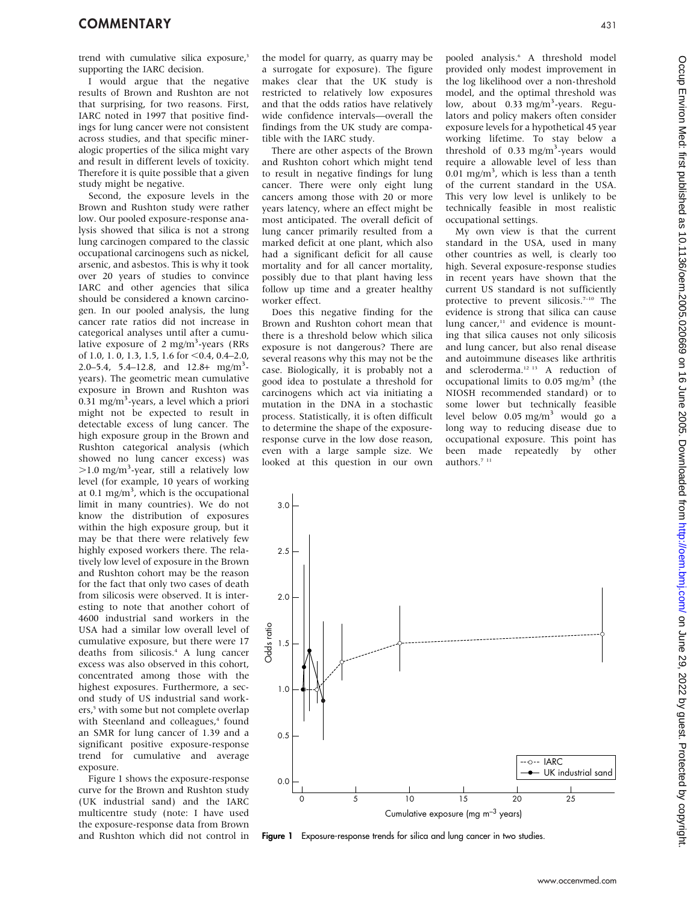trend with cumulative silica exposure,[3] supporting the IARC decision.

I would argue that the negative results of Brown and Rushton are not that surprising, for two reasons. First, IARC noted in 1997 that positive findings for lung cancer were not consistent across studies, and that specific mineralogic properties of the silica might vary and result in different levels of toxicity. Therefore it is quite possible that a given study might be negative.

Second, the exposure levels in the Brown and Rushton study were rather low. Our pooled exposure-response analysis showed that silica is not a strong lung carcinogen compared to the classic occupational carcinogens such as nickel, arsenic, and asbestos. This is why it took over 20 years of studies to convince IARC and other agencies that silica should be considered a known carcinogen. In our pooled analysis, the lung cancer rate ratios did not increase in categorical analyses until after a cumulative exposure of 2 mg/m$^3$-years (RRs of 1.0, 1. 0, 1.3, 1.5, 1.6 for <0.4, 0.4–2.0, 2.0–5.4, 5.4–12.8, and 12.8+ mg/m$^3$-years). The geometric mean cumulative exposure in Brown and Rushton was 0.31 mg/m$^3$-years, a level which a priori might not be expected to result in detectable excess of lung cancer. The high exposure group in the Brown and Rushton categorical analysis (which showed no lung cancer excess) was >1.0 mg/m$^3$-year, still a relatively low level (for example, 10 years of working at 0.1 mg/m$^3$, which is the occupational limit in many countries). We do not know the distribution of exposures within the high exposure group, but it may be that there were relatively few highly exposed workers there. The relatively low level of exposure in the Brown and Rushton cohort may be the reason for the fact that only two cases of death from silicosis were observed. It is interesting to note that another cohort of 4600 industrial sand workers in the USA had a similar low overall level of cumulative exposure, but there were 17 deaths from silicosis.[4] A lung cancer excess was also observed in this cohort, concentrated among those with the highest exposures. Furthermore, a second study of US industrial sand workers,[5] with some but not complete overlap with Steenland and colleagues,[4] found an SMR for lung cancer of 1.39 and a significant positive exposure-response trend for cumulative and average exposure.

Figure 1 shows the exposure-response curve for the Brown and Rushton study (UK industrial sand) and the IARC multicentre study (note: I have used the exposure-response data from Brown and Rushton which did not control in the model for quarry, as quarry may be a surrogate for exposure). The figure makes clear that the UK study is restricted to relatively low exposures and that the odds ratios have relatively wide confidence intervals—overall the findings from the UK study are compatible with the IARC study.

There are other aspects of the Brown and Rushton cohort which might tend to result in negative findings for lung cancer. There were only eight lung cancers among those with 20 or more years latency, where an effect might be most anticipated. The overall deficit of lung cancer primarily resulted from a marked deficit at one plant, which also had a significant deficit for all cause mortality and for all cancer mortality, possibly due to that plant having less follow up time and a greater healthy worker effect.

Does this negative finding for the Brown and Rushton cohort mean that there is a threshold below which silica exposure is not dangerous? There are several reasons why this may not be the case. Biologically, it is probably not a good idea to postulate a threshold for carcinogens which act via initiating a mutation in the DNA in a stochastic process. Statistically, it is often difficult to determine the shape of the exposure-response curve in the low dose reason, even with a large sample size. We looked at this question in our own pooled analysis.[6] A threshold model provided only modest improvement in the log likelihood over a non-threshold model, and the optimal threshold was low, about 0.33 mg/m$^3$-years. Regulators and policy makers often consider exposure levels for a hypothetical 45 year working lifetime. To stay below a threshold of 0.33 mg/m$^3$-years would require a allowable level of less than 0.01 mg/m$^3$, which is less than a tenth of the current standard in the USA. This very low level is unlikely to be technically feasible in most realistic occupational settings.

My own view is that the current standard in the USA, used in many other countries as well, is clearly too high. Several exposure-response studies in recent years have shown that the current US standard is not sufficiently protective to prevent silicosis.[7–10] The evidence is strong that silica can cause lung cancer,[11] and evidence is mounting that silica causes not only silicosis and lung cancer, but also renal disease and autoimmune diseases like arthritis and scleroderma.[12 13] A reduction of occupational limits to 0.05 mg/m$^3$ (the NIOSH recommended standard) or to some lower but technically feasible level below 0.05 mg/m$^3$ would go a long way to reducing disease due to occupational exposure. This point has been made repeatedly by other authors.[7 11]

**Figure 1** Exposure-response trends for silica and lung cancer in two studies.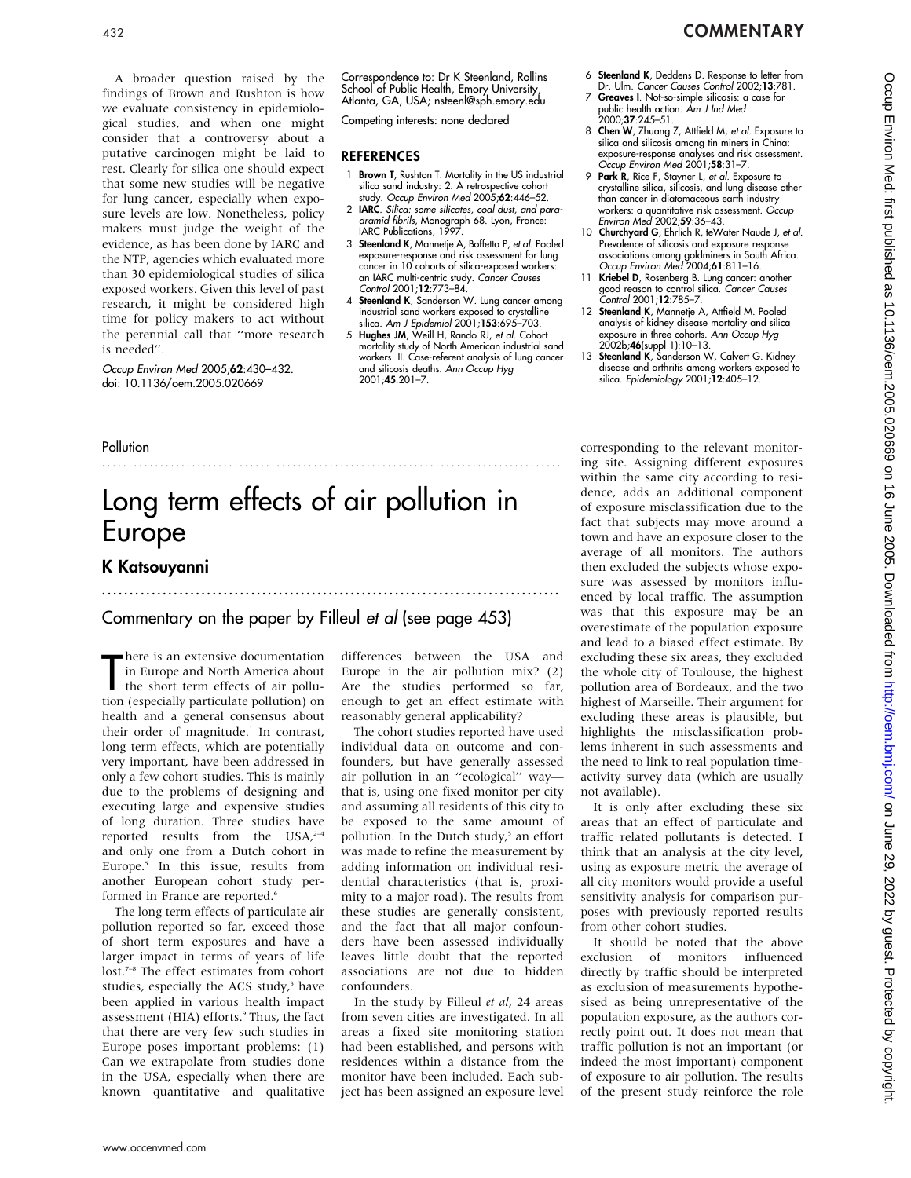A broader question raised by the findings of Brown and Rushton is how we evaluate consistency in epidemiological studies, and when one might consider that a controversy about a putative carcinogen might be laid to rest. Clearly for silica one should expect that some new studies will be negative for lung cancer, especially when exposure levels are low. Nonetheless, policy makers must judge the weight of the evidence, as has been done by IARC and the NTP, agencies which evaluated more than 30 epidemiological studies of silica exposed workers. Given this level of past research, it might be considered high time for policy makers to act without the perennial call that ''more research is needed''.

*Occup Environ Med* 2005;**62**:430–432.
doi: 10.1136/oem.2005.020669

Correspondence to: Dr K Steenland, Rollins School of Public Health, Emory University, Atlanta, GA, USA; nsteenl@sph.emory.edu

Competing interests: none declared

## REFERENCES

1. **Brown T**, Rushton T. Mortality in the US industrial silica sand industry: 2. A retrospective cohort study. *Occup Environ Med* 2005;**62**:446–52.
2. **IARC**. *Silica: some silicates, coal dust, and para-aramid fibrils*, Monograph 68. Lyon, France: IARC Publications, 1997.
3. **Steenland K**, Mannetje A, Boffetta P, *et al*. Pooled exposure-response and risk assessment for lung cancer in 10 cohorts of silica-exposed workers: an IARC multi-centric study. *Cancer Causes Control* 2001;**12**:773–84.
4. **Steenland K**, Sanderson W. Lung cancer among industrial sand workers exposed to crystalline silica. *Am J Epidemiol* 2001;**153**:695–703.
5. **Hughes JM**, Weill H, Rando RJ, *et al*. Cohort mortality study of North American industrial sand workers. II. Case-referent analysis of lung cancer and silicosis deaths. *Ann Occup Hyg* 2001;**45**:201–7.
6. **Steenland K**, Deddens D. Response to letter from Dr. Ulm. *Cancer Causes Control* 2002;**13**:781.
7. **Greaves I**. Not-so-simple silicosis: a case for public health action. *Am J Ind Med* 2000;**37**:245–51.
8. **Chen W**, Zhuang Z, Attfield M, *et al*. Exposure to silica and silicosis among tin miners in China: exposure-response analyses and risk assessment. *Occup Environ Med* 2001;**58**:31–7.
9. **Park R**, Rice F, Stayner L, *et al*. Exposure to crystalline silica, silicosis, and lung disease other than cancer in diatomaceous earth industry workers: a quantitative risk assessment. *Occup Environ Med* 2002;**59**:36–43.
10. **Churchyard G**, Ehrlich R, teWater Naude J, *et al*. Prevalence of silicosis and exposure response associations among goldminers in South Africa. *Occup Environ Med* 2004;**61**:811–16.
11. **Kriebel D**, Rosenberg B. Lung cancer: another good reason to control silica. *Cancer Causes Control* 2001;**12**:785–7.
12. **Steenland K**, Mannetje A, Attfield M. Pooled analysis of kidney disease mortality and silica exposure in three cohorts. *Ann Occup Hyg* 2002b;**46**(suppl 1):10–13.
13. **Steenland K**, Sanderson W, Calvert G. Kidney disease and arthritis among workers exposed to silica. *Epidemiology* 2001;**12**:405–12.

Pollution

# Long term effects of air pollution in Europe

## K Katsouyanni

### Commentary on the paper by Filleul *et al* (see page 453)

There is an extensive documentation in Europe and North America about the short term effects of air pollution (especially particulate pollution) on health and a general consensus about their order of magnitude.[1] In contrast, long term effects, which are potentially very important, have been addressed in only a few cohort studies. This is mainly due to the problems of designing and executing large and expensive studies of long duration. Three studies have reported results from the USA,[2–4] and only one from a Dutch cohort in Europe.[5] In this issue, results from another European cohort study performed in France are reported.[6]

The long term effects of particulate air pollution reported so far, exceed those of short term exposures and have a larger impact in terms of years of life lost.[7–8] The effect estimates from cohort studies, especially the ACS study,[3] have been applied in various health impact assessment (HIA) efforts.[9] Thus, the fact that there are very few such studies in Europe poses important problems: (1) Can we extrapolate from studies done in the USA, especially when there are known quantitative and qualitative differences between the USA and Europe in the air pollution mix? (2) Are the studies performed so far, enough to get an effect estimate with reasonably general applicability?

The cohort studies reported have used individual data on outcome and confounders, but have generally assessed air pollution in an ''ecological'' way—that is, using one fixed monitor per city and assuming all residents of this city to be exposed to the same amount of pollution. In the Dutch study,[5] an effort was made to refine the measurement by adding information on individual residential characteristics (that is, proximity to a major road). The results from these studies are generally consistent, and the fact that all major confounders have been assessed individually leaves little doubt that the reported associations are not due to hidden confounders.

In the study by Filleul *et al*, 24 areas from seven cities are investigated. In all areas a fixed site monitoring station had been established, and persons with residences within a distance from the monitor have been included. Each subject has been assigned an exposure level corresponding to the relevant monitoring site. Assigning different exposures within the same city according to residence, adds an additional component of exposure misclassification due to the fact that subjects may move around a town and have an exposure closer to the average of all monitors. The authors then excluded the subjects whose exposure was assessed by monitors influenced by local traffic. The assumption was that this exposure may be an overestimate of the population exposure and lead to a biased effect estimate. By excluding these six areas, they excluded the whole city of Toulouse, the highest pollution area of Bordeaux, and the two highest of Marseille. Their argument for excluding these areas is plausible, but highlights the misclassification problems inherent in such assessments and the need to link to real population time-activity survey data (which are usually not available).

It is only after excluding these six areas that an effect of particulate and traffic related pollutants is detected. I think that an analysis at the city level, using as exposure metric the average of all city monitors would provide a useful sensitivity analysis for comparison purposes with previously reported results from other cohort studies.

It should be noted that the above exclusion of monitors influenced directly by traffic should be interpreted as exclusion of measurements hypothesised as being unrepresentative of the population exposure, as the authors correctly point out. It does not mean that traffic pollution is not an important (or indeed the most important) component of exposure to air pollution. The results of the present study reinforce the role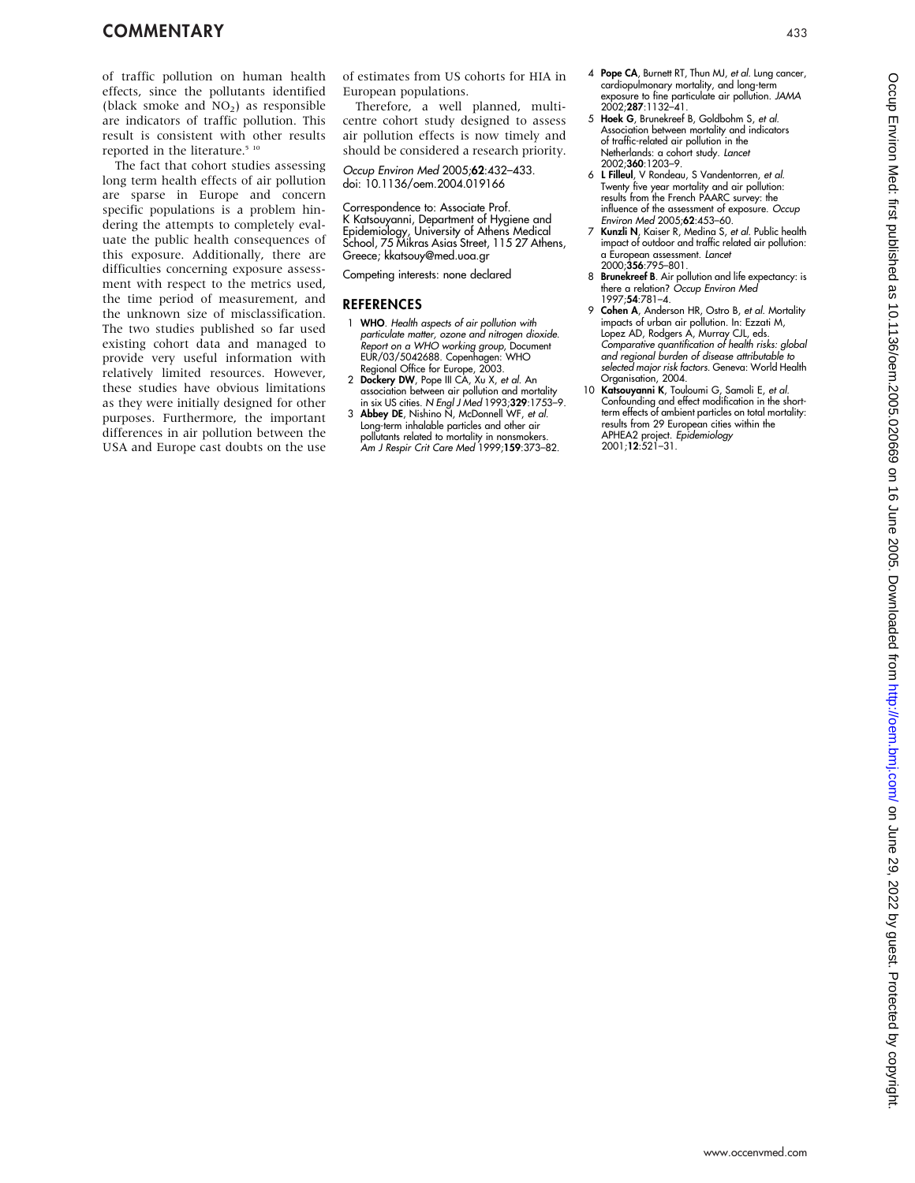of traffic pollution on human health effects, since the pollutants identified (black smoke and $NO_2$) as responsible are indicators of traffic pollution. This result is consistent with other results reported in the literature.[5 10]

The fact that cohort studies assessing long term health effects of air pollution are sparse in Europe and concern specific populations is a problem hindering the attempts to completely evaluate the public health consequences of this exposure. Additionally, there are difficulties concerning exposure assessment with respect to the metrics used, the time period of measurement, and the unknown size of misclassification. The two studies published so far used existing cohort data and managed to provide very useful information with relatively limited resources. However, these studies have obvious limitations as they were initially designed for other purposes. Furthermore, the important differences in air pollution between the USA and Europe cast doubts on the use of estimates from US cohorts for HIA in European populations.

Therefore, a well planned, multicentre cohort study designed to assess air pollution effects is now timely and should be considered a research priority.

*Occup Environ Med* 2005;**62**:432–433.
doi: 10.1136/oem.2004.019166

Correspondence to: Associate Prof. K Katsouyanni, Department of Hygiene and Epidemiology, University of Athens Medical School, 75 Mikras Asias Street, 115 27 Athens, Greece; kkatsouy@med.uoa.gr

Competing interests: none declared

## REFERENCES

1. **WHO**. *Health aspects of air pollution with particulate matter, ozone and nitrogen dioxide. Report on a WHO working group*, Document EUR/03/5042688. Copenhagen: WHO Regional Office for Europe, 2003.
2. **Dockery DW**, Pope III CA, Xu X, *et al.* An association between air pollution and mortality in six US cities. *N Engl J Med* 1993;**329**:1753–9.
3. **Abbey DE**, Nishino N, McDonnell WF, *et al.* Long-term inhalable particles and other air pollutants related to mortality in nonsmokers. *Am J Respir Crit Care Med* 1999;**159**:373–82.
4. **Pope CA**, Burnett RT, Thun MJ, *et al.* Lung cancer, cardiopulmonary mortality, and long-term exposure to fine particulate air pollution. *JAMA* 2002;**287**:1132–41.
5. **Hoek G**, Brunekreef B, Goldbohm S, *et al.* Association between mortality and indicators of traffic-related air pollution in the Netherlands: a cohort study. *Lancet* 2002;**360**:1203–9.
6. **L Filleul**, V Rondeau, S Vandentorren, *et al.* Twenty five year mortality and air pollution: results from the French PAARC survey: the influence of the assessment of exposure. *Occup Environ Med* 2005;**62**:453–60.
7. **Kunzli N**, Kaiser R, Medina S, *et al.* Public health impact of outdoor and traffic related air pollution: a European assessment. *Lancet* 2000;**356**:795–801.
8. **Brunekreef B**. Air pollution and life expectancy: is there a relation? *Occup Environ Med* 1997;**54**:781–4.
9. **Cohen A**, Anderson HR, Ostro B, *et al.* Mortality impacts of urban air pollution. In: Ezzati M, Lopez AD, Rodgers A, Murray CJL, eds. *Comparative quantification of health risks: global and regional burden of disease attributable to selected major risk factors*. Geneva: World Health Organisation, 2004.
10. **Katsouyanni K**, Touloumi G, Samoli E, *et al.* Confounding and effect modification in the short-term effects of ambient particles on total mortality: results from 29 European cities within the APHEA2 project. *Epidemiology* 2001;**12**:521–31.